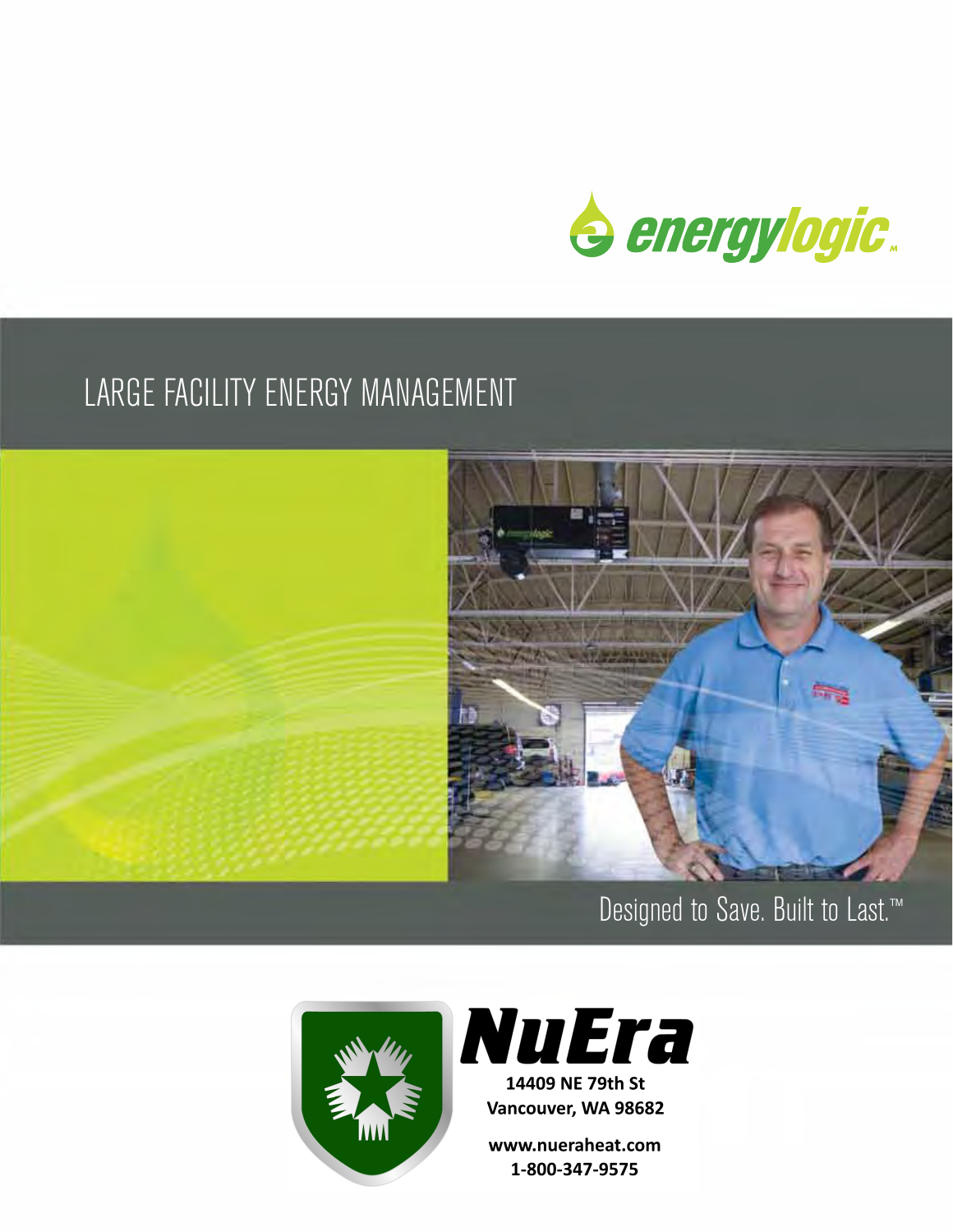energylogic™

# LARGE FACILITY ENERGY MANAGEMENT

Designed to Save. Built to Last.™

**NuEra**

**14409 NE 79th St**
**Vancouver, WA 98682**

**www.nueraheat.com**
**1-800-347-9575**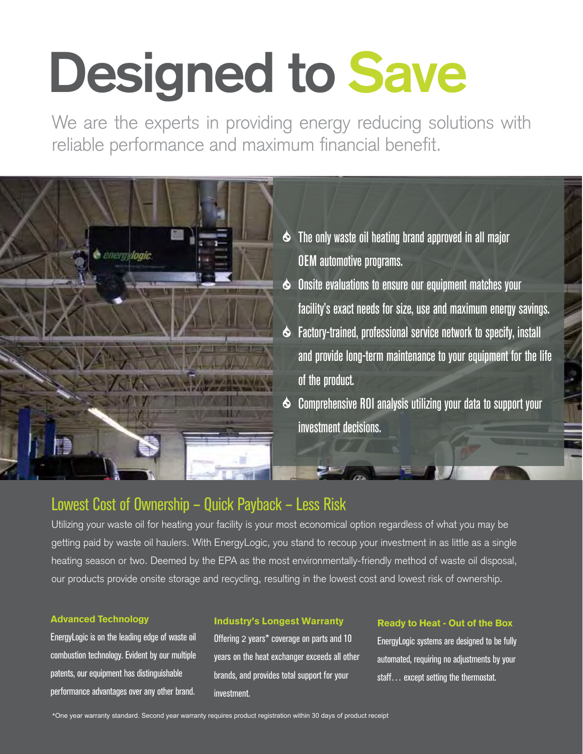# Designed to Save

We are the experts in providing energy reducing solutions with reliable performance and maximum financial benefit.

- The only waste oil heating brand approved in all major OEM automotive programs.
- Onsite evaluations to ensure our equipment matches your facility's exact needs for size, use and maximum energy savings.
- Factory-trained, professional service network to specify, install and provide long-term maintenance to your equipment for the life of the product.
- Comprehensive ROI analysis utilizing your data to support your investment decisions.

## Lowest Cost of Ownership – Quick Payback – Less Risk

Utilizing your waste oil for heating your facility is your most economical option regardless of what you may be getting paid by waste oil haulers. With EnergyLogic, you stand to recoup your investment in as little as a single heating season or two. Deemed by the EPA as the most environmentally-friendly method of waste oil disposal, our products provide onsite storage and recycling, resulting in the lowest cost and lowest risk of ownership.

### Advanced Technology

EnergyLogic is on the leading edge of waste oil combustion technology. Evident by our multiple patents, our equipment has distinguishable performance advantages over any other brand.

### Industry's Longest Warranty

Offering 2 years* coverage on parts and 10 years on the heat exchanger exceeds all other brands, and provides total support for your investment.

### Ready to Heat - Out of the Box

EnergyLogic systems are designed to be fully automated, requiring no adjustments by your staff… except setting the thermostat.

*One year warranty standard. Second year warranty requires product registration within 30 days of product receipt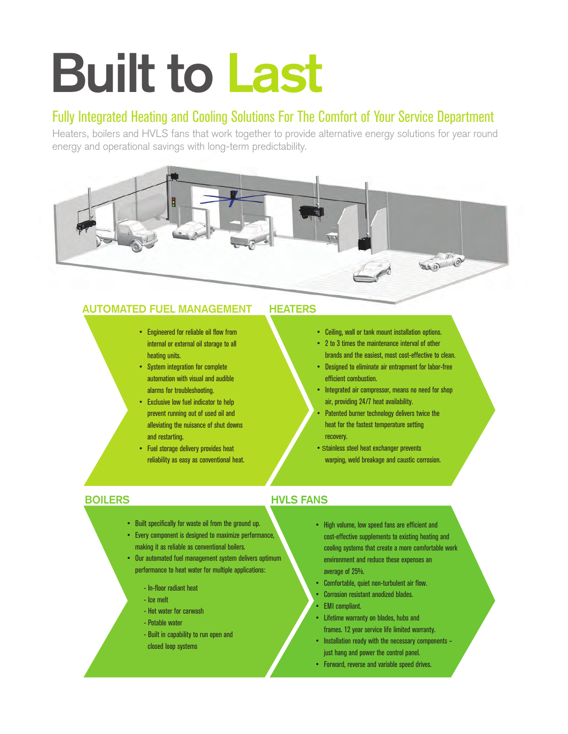# Built to Last

## Fully Integrated Heating and Cooling Solutions For The Comfort of Your Service Department

Heaters, boilers and HVLS fans that work together to provide alternative energy solutions for year round energy and operational savings with long-term predictability.

### AUTOMATED FUEL MANAGEMENT

- Engineered for reliable oil flow from internal or external oil storage to all heating units.
- System integration for complete automation with visual and audible alarms for troubleshooting.
- Exclusive low fuel indicator to help prevent running out of used oil and alleviating the nuisance of shut downs and restarting.
- Fuel storage delivery provides heat reliability as easy as conventional heat.

### HEATERS

- Ceiling, wall or tank mount installation options.
- 2 to 3 times the maintenance interval of other brands and the easiest, most cost-effective to clean.
- Designed to eliminate air entrapment for labor-free efficient combustion.
- Integrated air compressor, means no need for shop air, providing 24/7 heat availability.
- Patented burner technology delivers twice the heat for the fastest temperature setting recovery.
- Stainless steel heat exchanger prevents warping, weld breakage and caustic corrosion.

### BOILERS

- Built specifically for waste oil from the ground up.
- Every component is designed to maximize performance, making it as reliable as conventional boilers.
- Our automated fuel management system delivers optimum performance to heat water for multiple applications:
  - In-floor radiant heat
  - Ice melt
  - Hot water for carwash
  - Potable water
  - Built in capability to run open and closed loop systems

### HVLS FANS

- High volume, low speed fans are efficient and cost-effective supplements to existing heating and cooling systems that create a more comfortable work environment and reduce these expenses an average of 25%.
- Comfortable, quiet non-turbulent air flow.
- Corrosion resistant anodized blades.
- EMI compliant.
- Lifetime warranty on blades, hubs and frames. 12 year service life limited warranty.
- Installation ready with the necessary components – just hang and power the control panel.
- Forward, reverse and variable speed drives.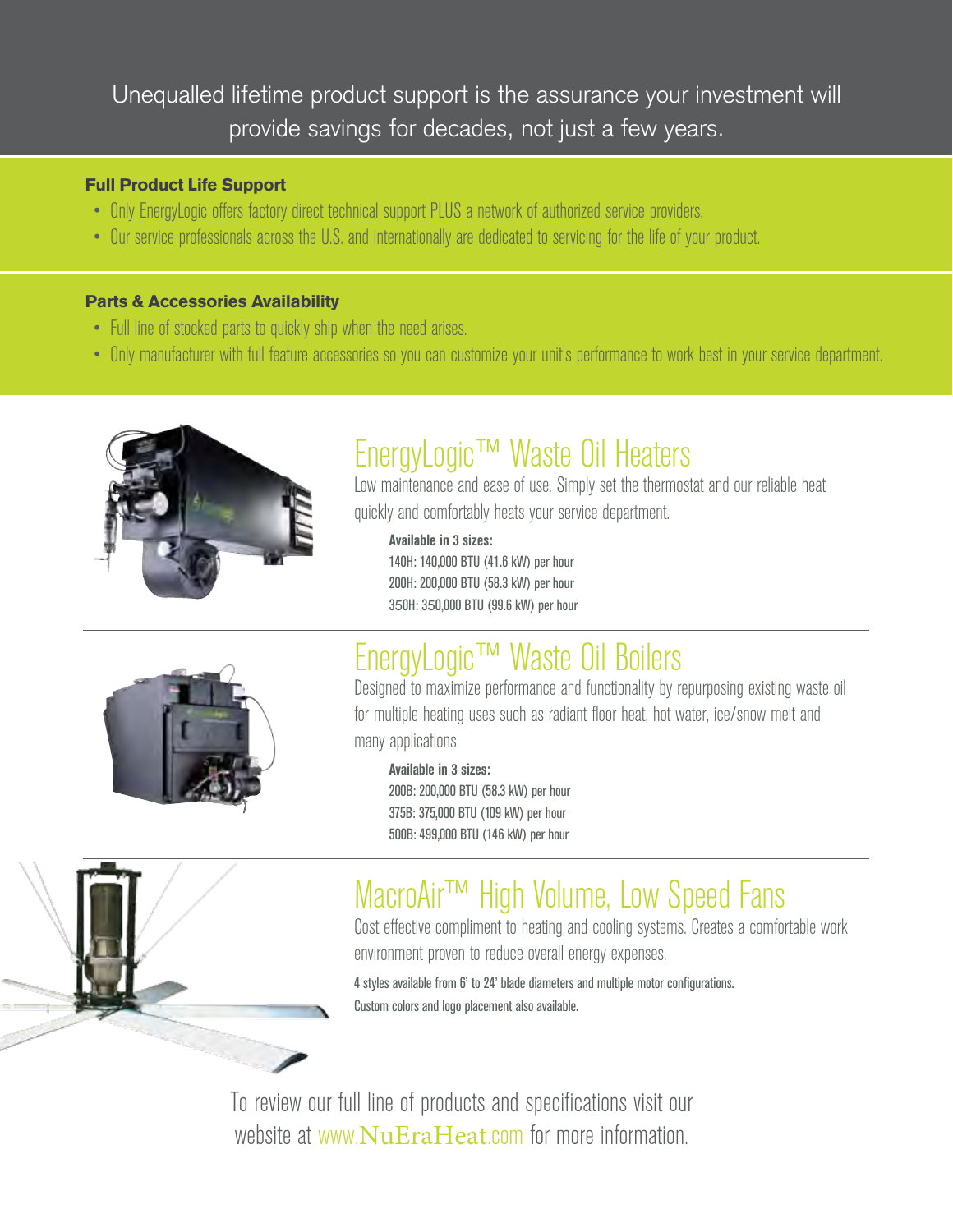Unequalled lifetime product support is the assurance your investment will provide savings for decades, not just a few years.

**Full Product Life Support**

- Only EnergyLogic offers factory direct technical support PLUS a network of authorized service providers.
- Our service professionals across the U.S. and internationally are dedicated to servicing for the life of your product.

**Parts & Accessories Availability**

- Full line of stocked parts to quickly ship when the need arises.
- Only manufacturer with full feature accessories so you can customize your unit's performance to work best in your service department.

## EnergyLogic™ Waste Oil Heaters

Low maintenance and ease of use. Simply set the thermostat and our reliable heat quickly and comfortably heats your service department.

**Available in 3 sizes:**
140H: 140,000 BTU (41.6 kW) per hour
200H: 200,000 BTU (58.3 kW) per hour
350H: 350,000 BTU (99.6 kW) per hour

## EnergyLogic™ Waste Oil Boilers

Designed to maximize performance and functionality by repurposing existing waste oil for multiple heating uses such as radiant floor heat, hot water, ice/snow melt and many applications.

**Available in 3 sizes:**
200B: 200,000 BTU (58.3 kW) per hour
375B: 375,000 BTU (109 kW) per hour
500B: 499,000 BTU (146 kW) per hour

## MacroAir™ High Volume, Low Speed Fans

Cost effective compliment to heating and cooling systems. Creates a comfortable work environment proven to reduce overall energy expenses.

4 styles available from 6' to 24' blade diameters and multiple motor configurations.
Custom colors and logo placement also available.

To review our full line of products and specifications visit our website at www.NuEraHeat.com for more information.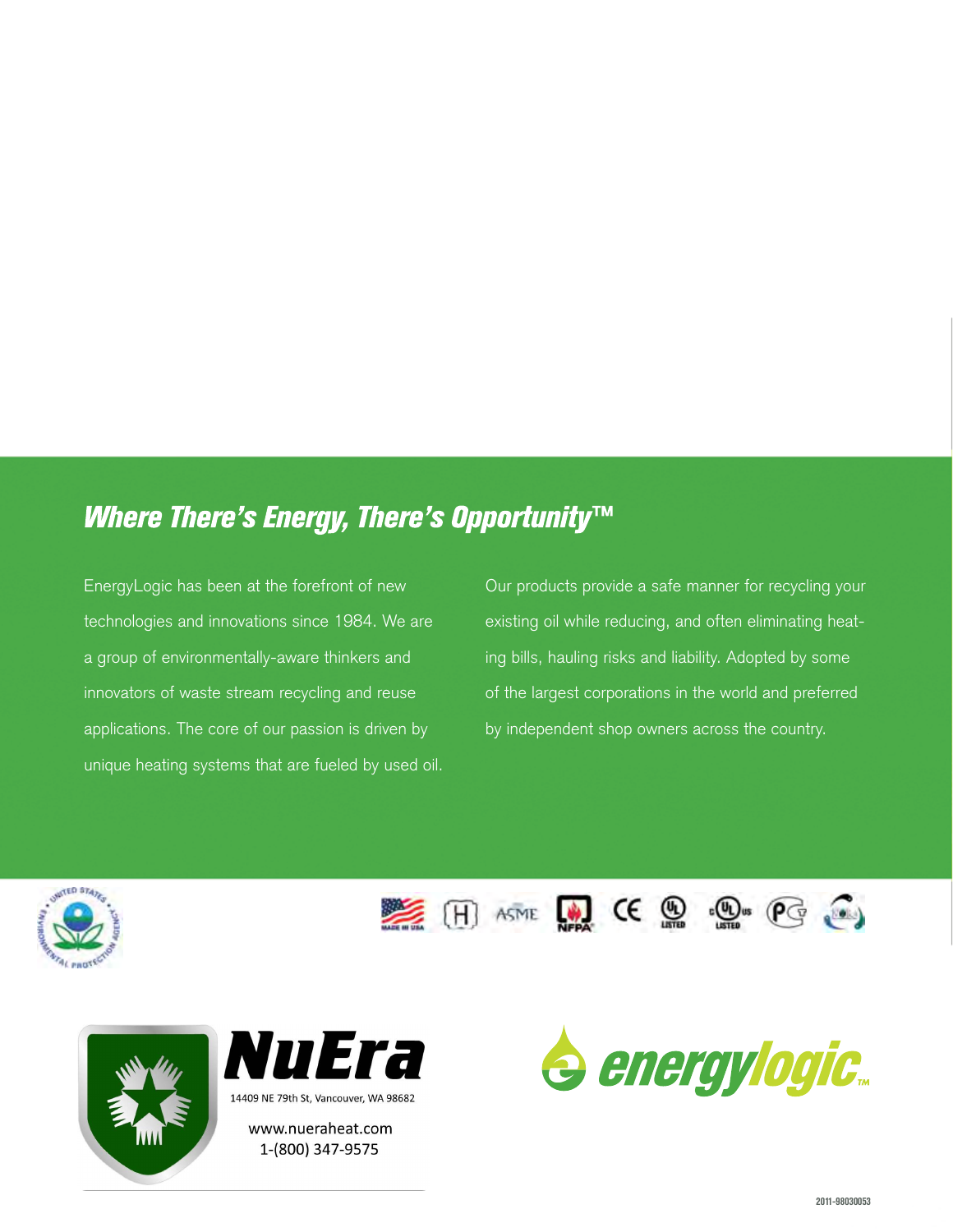## *Where There's Energy, There's Opportunity™*

EnergyLogic has been at the forefront of new technologies and innovations since 1984. We are a group of environmentally-aware thinkers and innovators of waste stream recycling and reuse applications. The core of our passion is driven by unique heating systems that are fueled by used oil.

Our products provide a safe manner for recycling your existing oil while reducing, and often eliminating heating bills, hauling risks and liability. Adopted by some of the largest corporations in the world and preferred by independent shop owners across the country.

**NuEra**

14409 NE 79th St, Vancouver, WA 98682

www.nueraheat.com

1-(800) 347-9575

**energylogic™**

2011-98030053